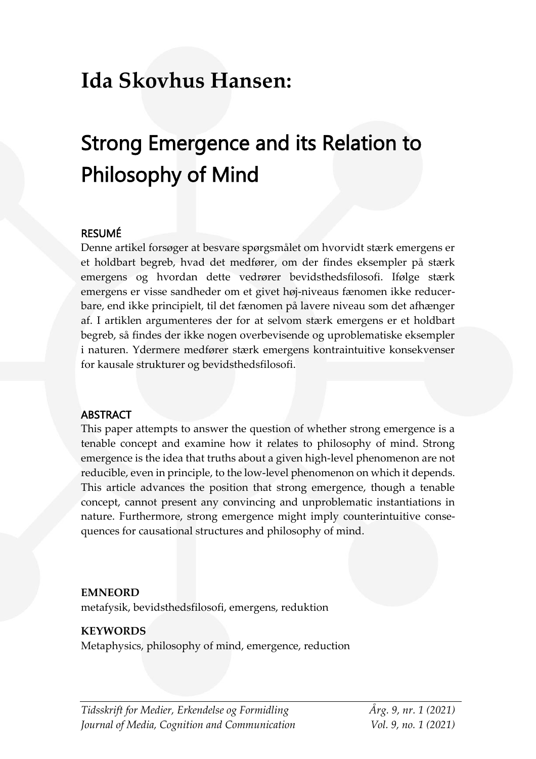# Ida Skovhus Hansen:

# Strong Emergence and its Relation to Philosophy of Mind

## RESUMÉ

Denne artikel forsøger at besvare spørgsmålet om hvorvidt stærk emergens er et holdbart begreb, hvad det medfører, om der findes eksempler på stærk emergens og hvordan dette vedrører bevidsthedsfilosofi. Ifølge stærk emergens er visse sandheder om et givet høj-niveaus fænomen ikke reducerbare, end ikke principielt, til det fænomen på lavere niveau som det afhænger af. I artiklen argumenteres der for at selvom stærk emergens er et holdbart begreb, så findes der ikke nogen overbevisende og uproblematiske eksempler i naturen. Ydermere medfører stærk emergens kontraintuitive konsekvenser for kausale strukturer og bevidsthedsfilosofi.

## ABSTRACT

This paper attempts to answer the question of whether strong emergence is a tenable concept and examine how it relates to philosophy of mind. Strong emergence is the idea that truths about a given high-level phenomenon are not reducible, even in principle, to the low-level phenomenon on which it depends. This article advances the position that strong emergence, though a tenable concept, cannot present any convincing and unproblematic instantiations in nature. Furthermore, strong emergence might imply counterintuitive consequences for causational structures and philosophy of mind.

**EMNEORD**

metafysik, bevidsthedsfilosofi, emergens, reduktion

**KEYWORDS**

Metaphysics, philosophy of mind, emergence, reduction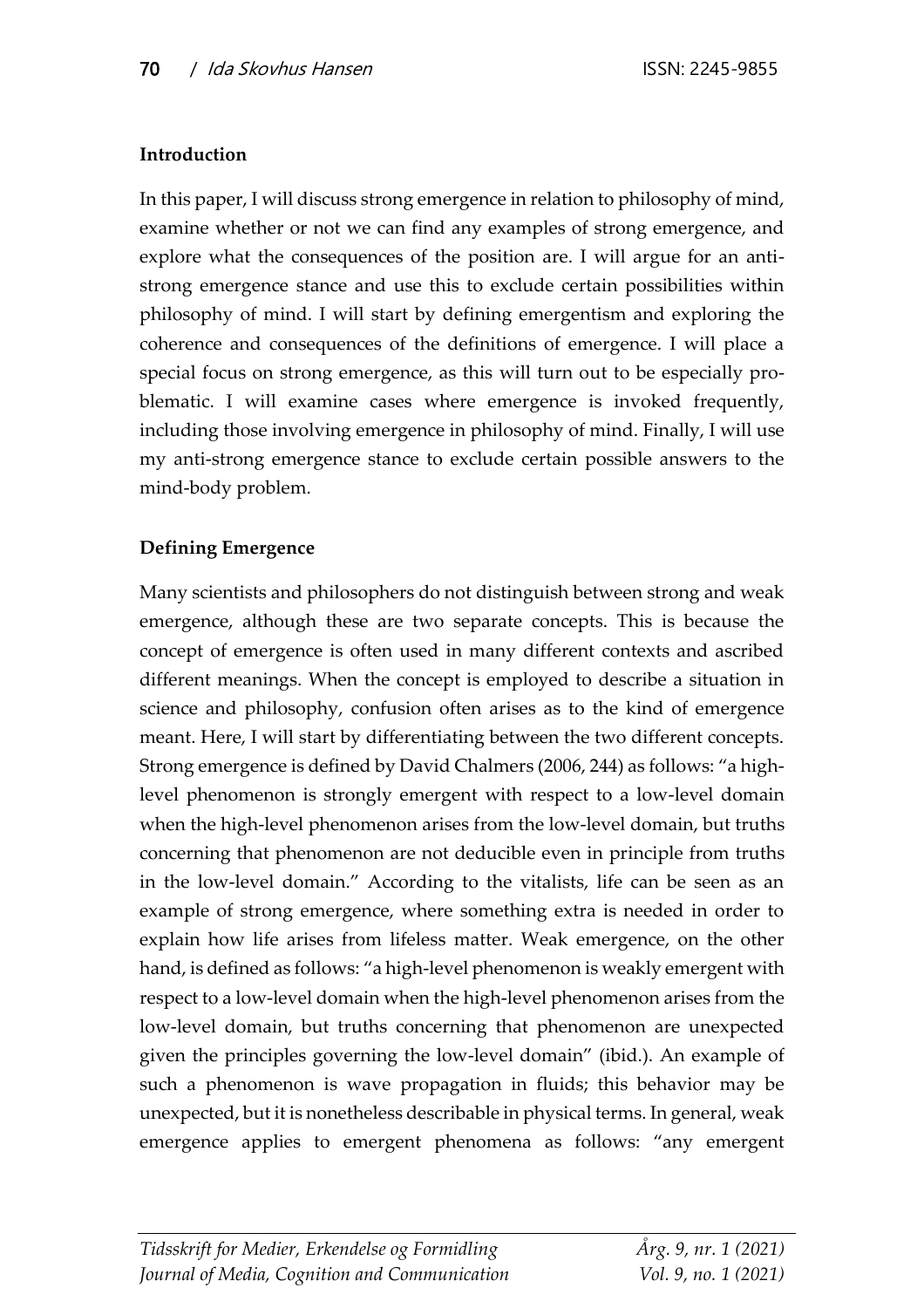## Introduction

In this paper, I will discuss strong emergence in relation to philosophy of mind, examine whether or not we can find any examples of strong emergence, and explore what the consequences of the position are. I will argue for an anti-strong emergence stance and use this to exclude certain possibilities within philosophy of mind. I will start by defining emergentism and exploring the coherence and consequences of the definitions of emergence. I will place a special focus on strong emergence, as this will turn out to be especially problematic. I will examine cases where emergence is invoked frequently, including those involving emergence in philosophy of mind. Finally, I will use my anti-strong emergence stance to exclude certain possible answers to the mind-body problem.

## Defining Emergence

Many scientists and philosophers do not distinguish between strong and weak emergence, although these are two separate concepts. This is because the concept of emergence is often used in many different contexts and ascribed different meanings. When the concept is employed to describe a situation in science and philosophy, confusion often arises as to the kind of emergence meant. Here, I will start by differentiating between the two different concepts. Strong emergence is defined by David Chalmers (2006, 244) as follows: "a high-level phenomenon is strongly emergent with respect to a low-level domain when the high-level phenomenon arises from the low-level domain, but truths concerning that phenomenon are not deducible even in principle from truths in the low-level domain." According to the vitalists, life can be seen as an example of strong emergence, where something extra is needed in order to explain how life arises from lifeless matter. Weak emergence, on the other hand, is defined as follows: "a high-level phenomenon is weakly emergent with respect to a low-level domain when the high-level phenomenon arises from the low-level domain, but truths concerning that phenomenon are unexpected given the principles governing the low-level domain" (ibid.). An example of such a phenomenon is wave propagation in fluids; this behavior may be unexpected, but it is nonetheless describable in physical terms. In general, weak emergence applies to emergent phenomena as follows: "any emergent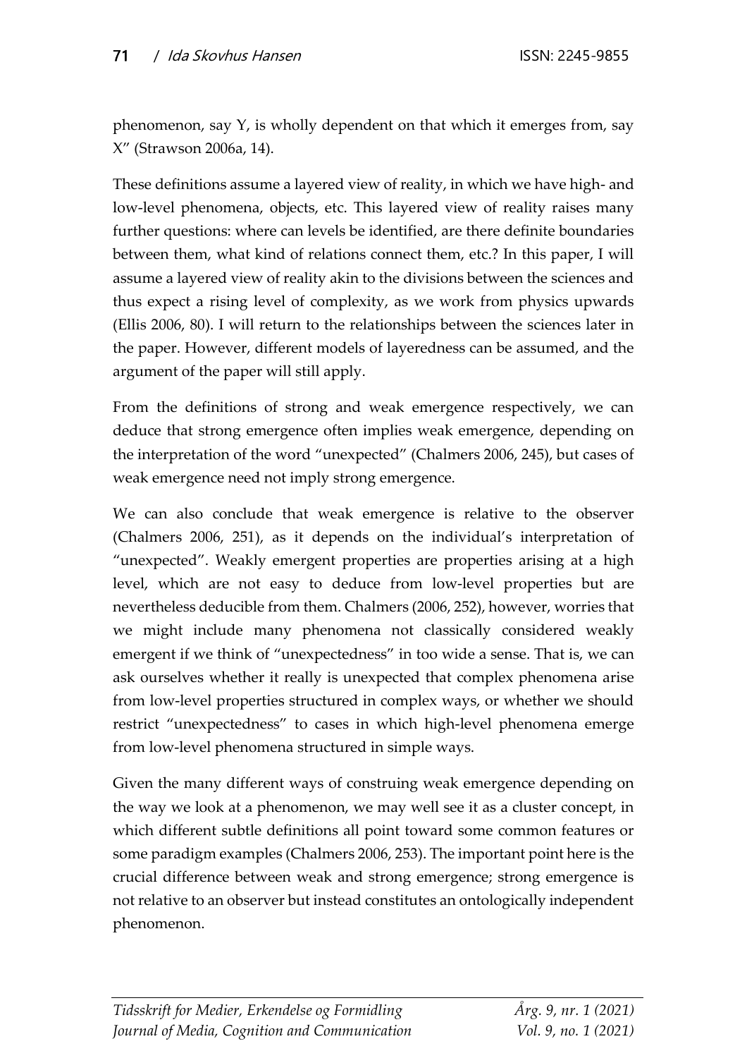phenomenon, say Y, is wholly dependent on that which it emerges from, say X" (Strawson 2006a, 14).

These definitions assume a layered view of reality, in which we have high- and low-level phenomena, objects, etc. This layered view of reality raises many further questions: where can levels be identified, are there definite boundaries between them, what kind of relations connect them, etc.? In this paper, I will assume a layered view of reality akin to the divisions between the sciences and thus expect a rising level of complexity, as we work from physics upwards (Ellis 2006, 80). I will return to the relationships between the sciences later in the paper. However, different models of layeredness can be assumed, and the argument of the paper will still apply.

From the definitions of strong and weak emergence respectively, we can deduce that strong emergence often implies weak emergence, depending on the interpretation of the word "unexpected" (Chalmers 2006, 245), but cases of weak emergence need not imply strong emergence.

We can also conclude that weak emergence is relative to the observer (Chalmers 2006, 251), as it depends on the individual's interpretation of "unexpected". Weakly emergent properties are properties arising at a high level, which are not easy to deduce from low-level properties but are nevertheless deducible from them. Chalmers (2006, 252), however, worries that we might include many phenomena not classically considered weakly emergent if we think of "unexpectedness" in too wide a sense. That is, we can ask ourselves whether it really is unexpected that complex phenomena arise from low-level properties structured in complex ways, or whether we should restrict "unexpectedness" to cases in which high-level phenomena emerge from low-level phenomena structured in simple ways.

Given the many different ways of construing weak emergence depending on the way we look at a phenomenon, we may well see it as a cluster concept, in which different subtle definitions all point toward some common features or some paradigm examples (Chalmers 2006, 253). The important point here is the crucial difference between weak and strong emergence; strong emergence is not relative to an observer but instead constitutes an ontologically independent phenomenon.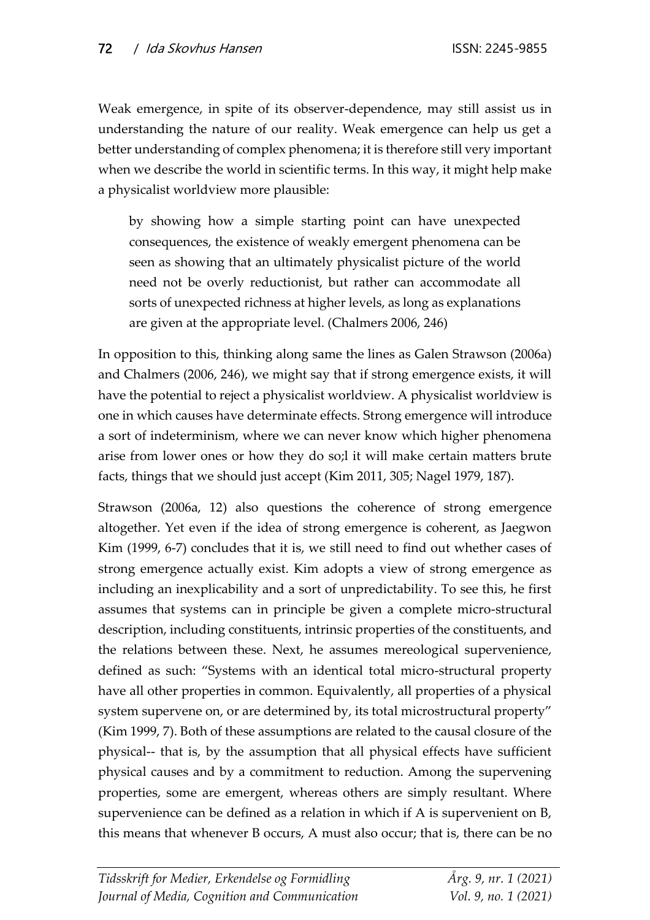Weak emergence, in spite of its observer-dependence, may still assist us in understanding the nature of our reality. Weak emergence can help us get a better understanding of complex phenomena; it is therefore still very important when we describe the world in scientific terms. In this way, it might help make a physicalist worldview more plausible:

> by showing how a simple starting point can have unexpected consequences, the existence of weakly emergent phenomena can be seen as showing that an ultimately physicalist picture of the world need not be overly reductionist, but rather can accommodate all sorts of unexpected richness at higher levels, as long as explanations are given at the appropriate level. (Chalmers 2006, 246)

In opposition to this, thinking along same the lines as Galen Strawson (2006a) and Chalmers (2006, 246), we might say that if strong emergence exists, it will have the potential to reject a physicalist worldview. A physicalist worldview is one in which causes have determinate effects. Strong emergence will introduce a sort of indeterminism, where we can never know which higher phenomena arise from lower ones or how they do so;l it will make certain matters brute facts, things that we should just accept (Kim 2011, 305; Nagel 1979, 187).

Strawson (2006a, 12) also questions the coherence of strong emergence altogether. Yet even if the idea of strong emergence is coherent, as Jaegwon Kim (1999, 6-7) concludes that it is, we still need to find out whether cases of strong emergence actually exist. Kim adopts a view of strong emergence as including an inexplicability and a sort of unpredictability. To see this, he first assumes that systems can in principle be given a complete micro-structural description, including constituents, intrinsic properties of the constituents, and the relations between these. Next, he assumes mereological supervenience, defined as such: "Systems with an identical total micro-structural property have all other properties in common. Equivalently, all properties of a physical system supervene on, or are determined by, its total microstructural property" (Kim 1999, 7). Both of these assumptions are related to the causal closure of the physical-- that is, by the assumption that all physical effects have sufficient physical causes and by a commitment to reduction. Among the supervening properties, some are emergent, whereas others are simply resultant. Where supervenience can be defined as a relation in which if A is supervenient on B, this means that whenever B occurs, A must also occur; that is, there can be no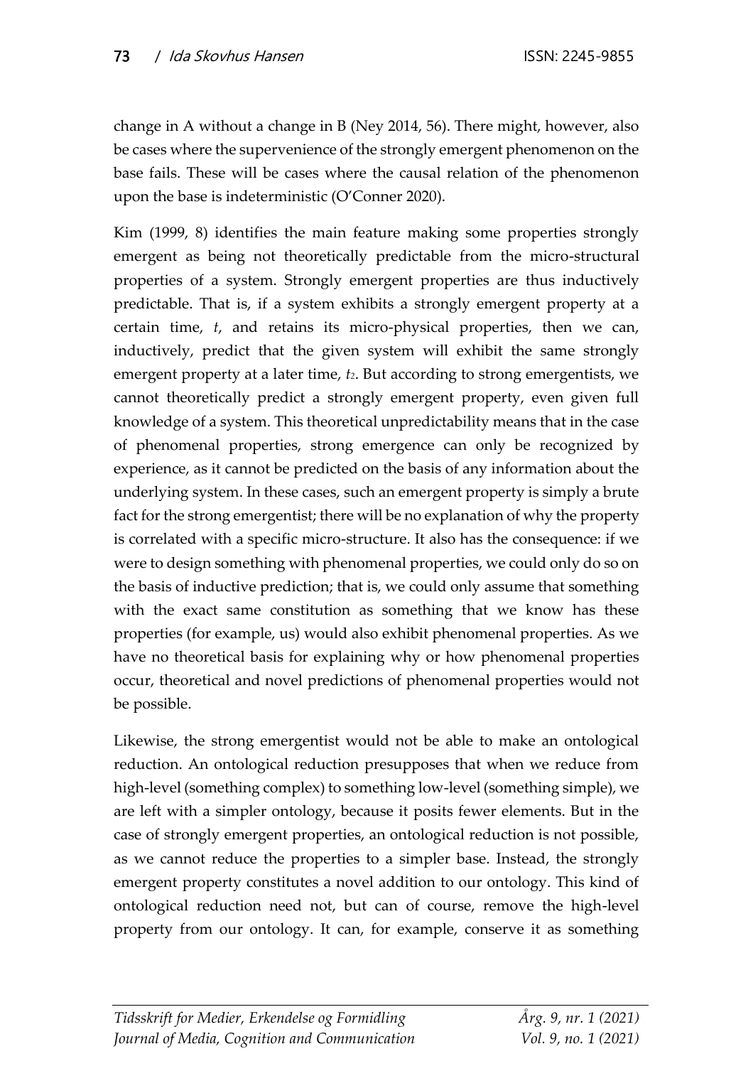change in A without a change in B (Ney 2014, 56). There might, however, also be cases where the supervenience of the strongly emergent phenomenon on the base fails. These will be cases where the causal relation of the phenomenon upon the base is indeterministic (O'Conner 2020).

Kim (1999, 8) identifies the main feature making some properties strongly emergent as being not theoretically predictable from the micro-structural properties of a system. Strongly emergent properties are thus inductively predictable. That is, if a system exhibits a strongly emergent property at a certain time, *t*, and retains its micro-physical properties, then we can, inductively, predict that the given system will exhibit the same strongly emergent property at a later time, $t_2$. But according to strong emergentists, we cannot theoretically predict a strongly emergent property, even given full knowledge of a system. This theoretical unpredictability means that in the case of phenomenal properties, strong emergence can only be recognized by experience, as it cannot be predicted on the basis of any information about the underlying system. In these cases, such an emergent property is simply a brute fact for the strong emergentist; there will be no explanation of why the property is correlated with a specific micro-structure. It also has the consequence: if we were to design something with phenomenal properties, we could only do so on the basis of inductive prediction; that is, we could only assume that something with the exact same constitution as something that we know has these properties (for example, us) would also exhibit phenomenal properties. As we have no theoretical basis for explaining why or how phenomenal properties occur, theoretical and novel predictions of phenomenal properties would not be possible.

Likewise, the strong emergentist would not be able to make an ontological reduction. An ontological reduction presupposes that when we reduce from high-level (something complex) to something low-level (something simple), we are left with a simpler ontology, because it posits fewer elements. But in the case of strongly emergent properties, an ontological reduction is not possible, as we cannot reduce the properties to a simpler base. Instead, the strongly emergent property constitutes a novel addition to our ontology. This kind of ontological reduction need not, but can of course, remove the high-level property from our ontology. It can, for example, conserve it as something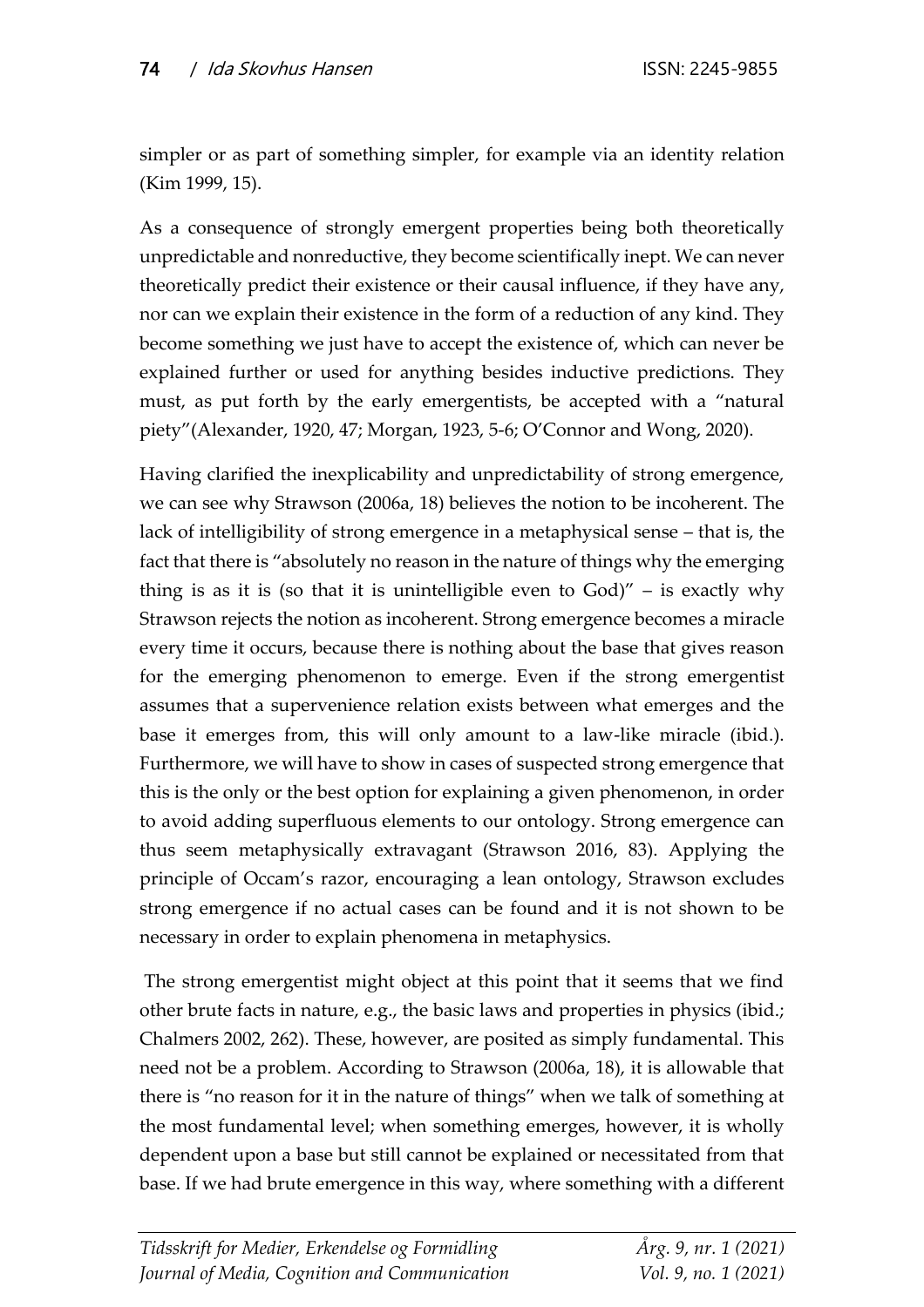simpler or as part of something simpler, for example via an identity relation (Kim 1999, 15).

As a consequence of strongly emergent properties being both theoretically unpredictable and nonreductive, they become scientifically inept. We can never theoretically predict their existence or their causal influence, if they have any, nor can we explain their existence in the form of a reduction of any kind. They become something we just have to accept the existence of, which can never be explained further or used for anything besides inductive predictions. They must, as put forth by the early emergentists, be accepted with a "natural piety"(Alexander, 1920, 47; Morgan, 1923, 5-6; O'Connor and Wong, 2020).

Having clarified the inexplicability and unpredictability of strong emergence, we can see why Strawson (2006a, 18) believes the notion to be incoherent. The lack of intelligibility of strong emergence in a metaphysical sense – that is, the fact that there is "absolutely no reason in the nature of things why the emerging thing is as it is (so that it is unintelligible even to God)" – is exactly why Strawson rejects the notion as incoherent. Strong emergence becomes a miracle every time it occurs, because there is nothing about the base that gives reason for the emerging phenomenon to emerge. Even if the strong emergentist assumes that a supervenience relation exists between what emerges and the base it emerges from, this will only amount to a law-like miracle (ibid.). Furthermore, we will have to show in cases of suspected strong emergence that this is the only or the best option for explaining a given phenomenon, in order to avoid adding superfluous elements to our ontology. Strong emergence can thus seem metaphysically extravagant (Strawson 2016, 83). Applying the principle of Occam's razor, encouraging a lean ontology, Strawson excludes strong emergence if no actual cases can be found and it is not shown to be necessary in order to explain phenomena in metaphysics.

The strong emergentist might object at this point that it seems that we find other brute facts in nature, e.g., the basic laws and properties in physics (ibid.; Chalmers 2002, 262). These, however, are posited as simply fundamental. This need not be a problem. According to Strawson (2006a, 18), it is allowable that there is "no reason for it in the nature of things" when we talk of something at the most fundamental level; when something emerges, however, it is wholly dependent upon a base but still cannot be explained or necessitated from that base. If we had brute emergence in this way, where something with a different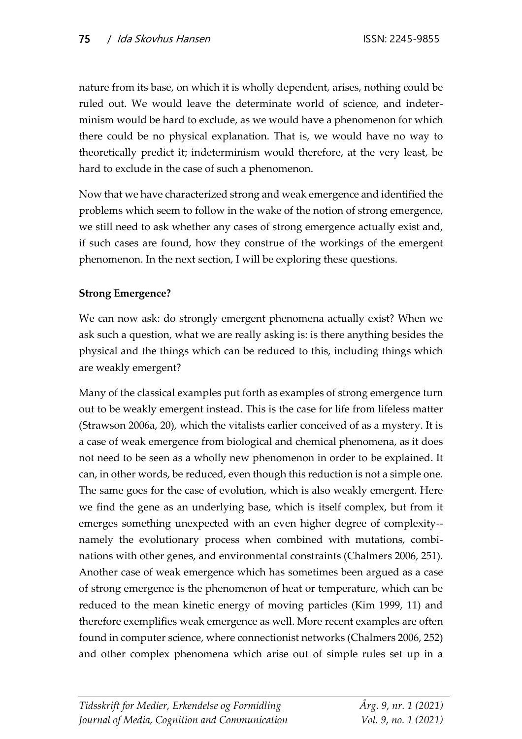nature from its base, on which it is wholly dependent, arises, nothing could be ruled out. We would leave the determinate world of science, and indeterminism would be hard to exclude, as we would have a phenomenon for which there could be no physical explanation. That is, we would have no way to theoretically predict it; indeterminism would therefore, at the very least, be hard to exclude in the case of such a phenomenon.

Now that we have characterized strong and weak emergence and identified the problems which seem to follow in the wake of the notion of strong emergence, we still need to ask whether any cases of strong emergence actually exist and, if such cases are found, how they construe of the workings of the emergent phenomenon. In the next section, I will be exploring these questions.

**Strong Emergence?**

We can now ask: do strongly emergent phenomena actually exist? When we ask such a question, what we are really asking is: is there anything besides the physical and the things which can be reduced to this, including things which are weakly emergent?

Many of the classical examples put forth as examples of strong emergence turn out to be weakly emergent instead. This is the case for life from lifeless matter (Strawson 2006a, 20), which the vitalists earlier conceived of as a mystery. It is a case of weak emergence from biological and chemical phenomena, as it does not need to be seen as a wholly new phenomenon in order to be explained. It can, in other words, be reduced, even though this reduction is not a simple one. The same goes for the case of evolution, which is also weakly emergent. Here we find the gene as an underlying base, which is itself complex, but from it emerges something unexpected with an even higher degree of complexity--namely the evolutionary process when combined with mutations, combinations with other genes, and environmental constraints (Chalmers 2006, 251). Another case of weak emergence which has sometimes been argued as a case of strong emergence is the phenomenon of heat or temperature, which can be reduced to the mean kinetic energy of moving particles (Kim 1999, 11) and therefore exemplifies weak emergence as well. More recent examples are often found in computer science, where connectionist networks (Chalmers 2006, 252) and other complex phenomena which arise out of simple rules set up in a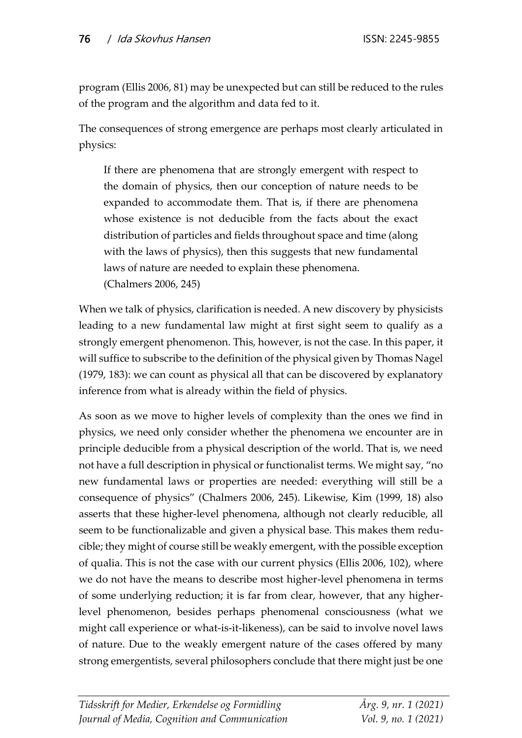program (Ellis 2006, 81) may be unexpected but can still be reduced to the rules of the program and the algorithm and data fed to it.

The consequences of strong emergence are perhaps most clearly articulated in physics:

> If there are phenomena that are strongly emergent with respect to the domain of physics, then our conception of nature needs to be expanded to accommodate them. That is, if there are phenomena whose existence is not deducible from the facts about the exact distribution of particles and fields throughout space and time (along with the laws of physics), then this suggests that new fundamental laws of nature are needed to explain these phenomena. (Chalmers 2006, 245)

When we talk of physics, clarification is needed. A new discovery by physicists leading to a new fundamental law might at first sight seem to qualify as a strongly emergent phenomenon. This, however, is not the case. In this paper, it will suffice to subscribe to the definition of the physical given by Thomas Nagel (1979, 183): we can count as physical all that can be discovered by explanatory inference from what is already within the field of physics.

As soon as we move to higher levels of complexity than the ones we find in physics, we need only consider whether the phenomena we encounter are in principle deducible from a physical description of the world. That is, we need not have a full description in physical or functionalist terms. We might say, "no new fundamental laws or properties are needed: everything will still be a consequence of physics" (Chalmers 2006, 245). Likewise, Kim (1999, 18) also asserts that these higher-level phenomena, although not clearly reducible, all seem to be functionalizable and given a physical base. This makes them reducible; they might of course still be weakly emergent, with the possible exception of qualia. This is not the case with our current physics (Ellis 2006, 102), where we do not have the means to describe most higher-level phenomena in terms of some underlying reduction; it is far from clear, however, that any higher-level phenomenon, besides perhaps phenomenal consciousness (what we might call experience or what-is-it-likeness), can be said to involve novel laws of nature. Due to the weakly emergent nature of the cases offered by many strong emergentists, several philosophers conclude that there might just be one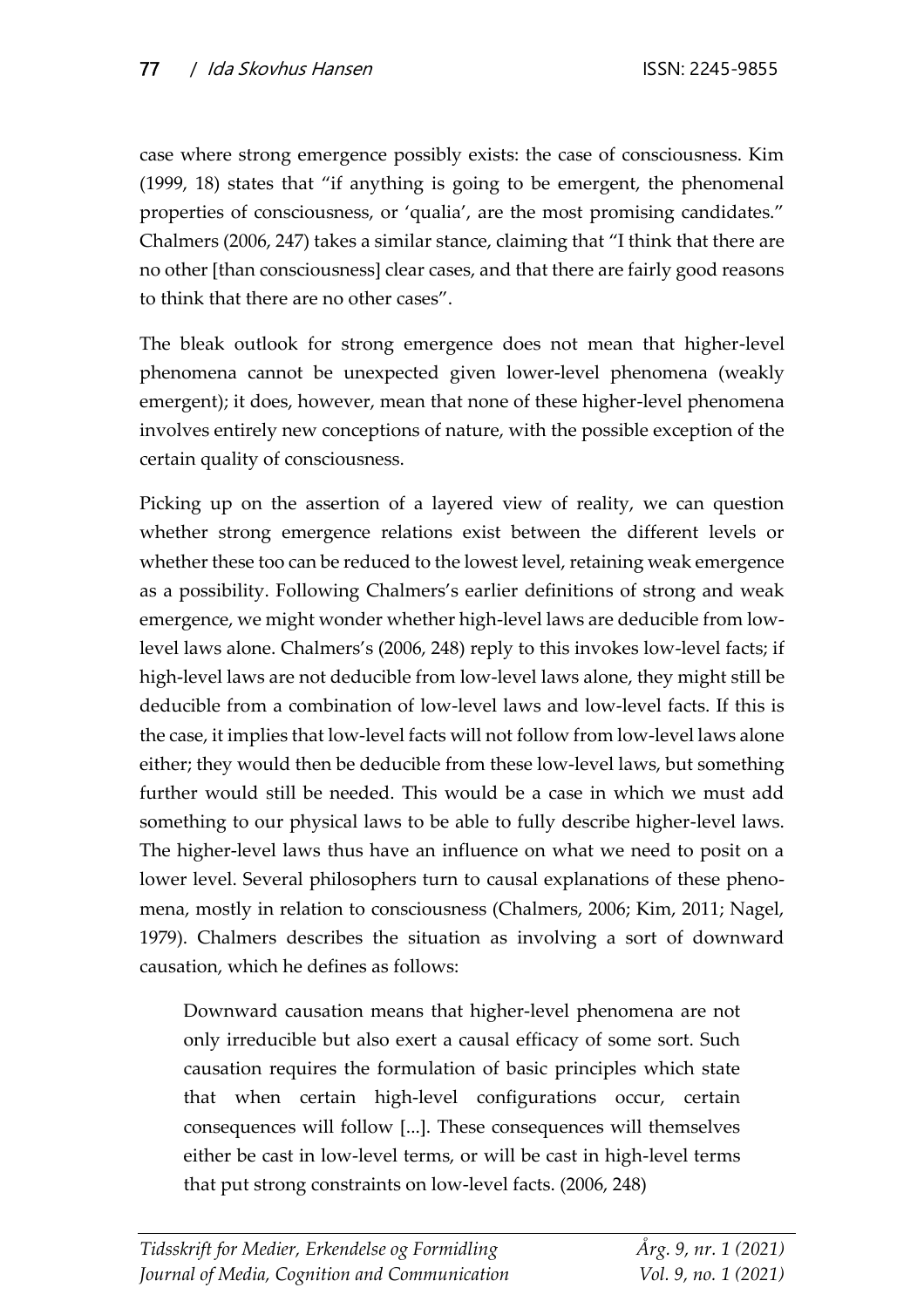case where strong emergence possibly exists: the case of consciousness. Kim (1999, 18) states that "if anything is going to be emergent, the phenomenal properties of consciousness, or 'qualia', are the most promising candidates." Chalmers (2006, 247) takes a similar stance, claiming that "I think that there are no other [than consciousness] clear cases, and that there are fairly good reasons to think that there are no other cases".

The bleak outlook for strong emergence does not mean that higher-level phenomena cannot be unexpected given lower-level phenomena (weakly emergent); it does, however, mean that none of these higher-level phenomena involves entirely new conceptions of nature, with the possible exception of the certain quality of consciousness.

Picking up on the assertion of a layered view of reality, we can question whether strong emergence relations exist between the different levels or whether these too can be reduced to the lowest level, retaining weak emergence as a possibility. Following Chalmers's earlier definitions of strong and weak emergence, we might wonder whether high-level laws are deducible from low-level laws alone. Chalmers's (2006, 248) reply to this invokes low-level facts; if high-level laws are not deducible from low-level laws alone, they might still be deducible from a combination of low-level laws and low-level facts. If this is the case, it implies that low-level facts will not follow from low-level laws alone either; they would then be deducible from these low-level laws, but something further would still be needed. This would be a case in which we must add something to our physical laws to be able to fully describe higher-level laws. The higher-level laws thus have an influence on what we need to posit on a lower level. Several philosophers turn to causal explanations of these phenomena, mostly in relation to consciousness (Chalmers, 2006; Kim, 2011; Nagel, 1979). Chalmers describes the situation as involving a sort of downward causation, which he defines as follows:

> Downward causation means that higher-level phenomena are not only irreducible but also exert a causal efficacy of some sort. Such causation requires the formulation of basic principles which state that when certain high-level configurations occur, certain consequences will follow [...]. These consequences will themselves either be cast in low-level terms, or will be cast in high-level terms that put strong constraints on low-level facts. (2006, 248)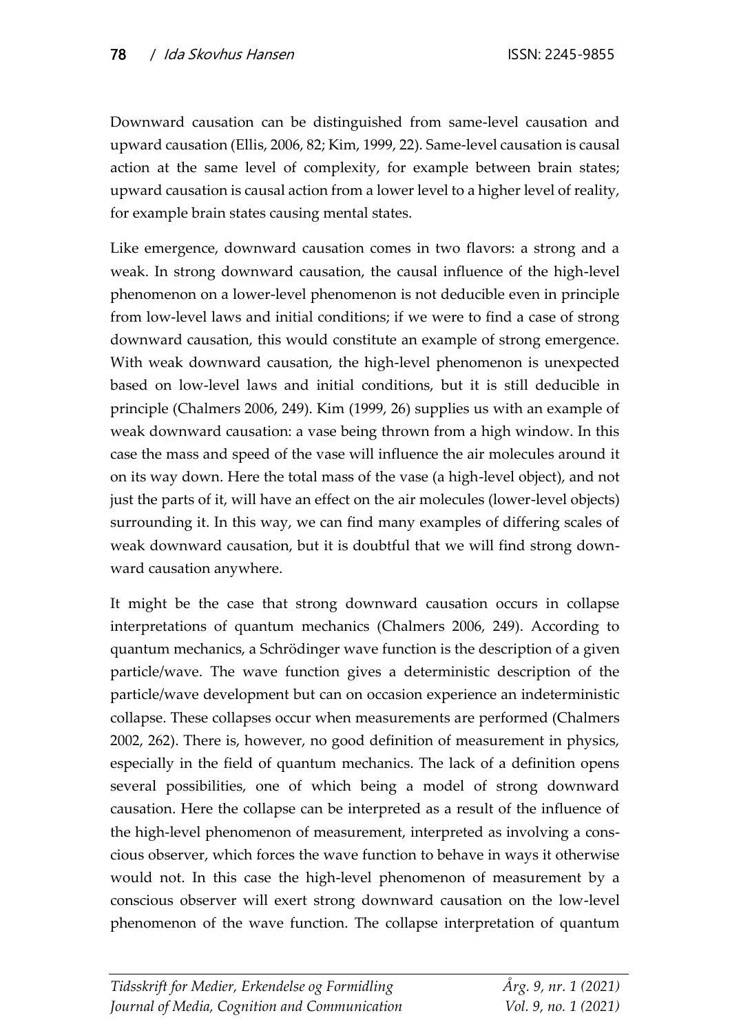Downward causation can be distinguished from same-level causation and upward causation (Ellis, 2006, 82; Kim, 1999, 22). Same-level causation is causal action at the same level of complexity, for example between brain states; upward causation is causal action from a lower level to a higher level of reality, for example brain states causing mental states.

Like emergence, downward causation comes in two flavors: a strong and a weak. In strong downward causation, the causal influence of the high-level phenomenon on a lower-level phenomenon is not deducible even in principle from low-level laws and initial conditions; if we were to find a case of strong downward causation, this would constitute an example of strong emergence. With weak downward causation, the high-level phenomenon is unexpected based on low-level laws and initial conditions, but it is still deducible in principle (Chalmers 2006, 249). Kim (1999, 26) supplies us with an example of weak downward causation: a vase being thrown from a high window. In this case the mass and speed of the vase will influence the air molecules around it on its way down. Here the total mass of the vase (a high-level object), and not just the parts of it, will have an effect on the air molecules (lower-level objects) surrounding it. In this way, we can find many examples of differing scales of weak downward causation, but it is doubtful that we will find strong downward causation anywhere.

It might be the case that strong downward causation occurs in collapse interpretations of quantum mechanics (Chalmers 2006, 249). According to quantum mechanics, a Schrödinger wave function is the description of a given particle/wave. The wave function gives a deterministic description of the particle/wave development but can on occasion experience an indeterministic collapse. These collapses occur when measurements are performed (Chalmers 2002, 262). There is, however, no good definition of measurement in physics, especially in the field of quantum mechanics. The lack of a definition opens several possibilities, one of which being a model of strong downward causation. Here the collapse can be interpreted as a result of the influence of the high-level phenomenon of measurement, interpreted as involving a conscious observer, which forces the wave function to behave in ways it otherwise would not. In this case the high-level phenomenon of measurement by a conscious observer will exert strong downward causation on the low-level phenomenon of the wave function. The collapse interpretation of quantum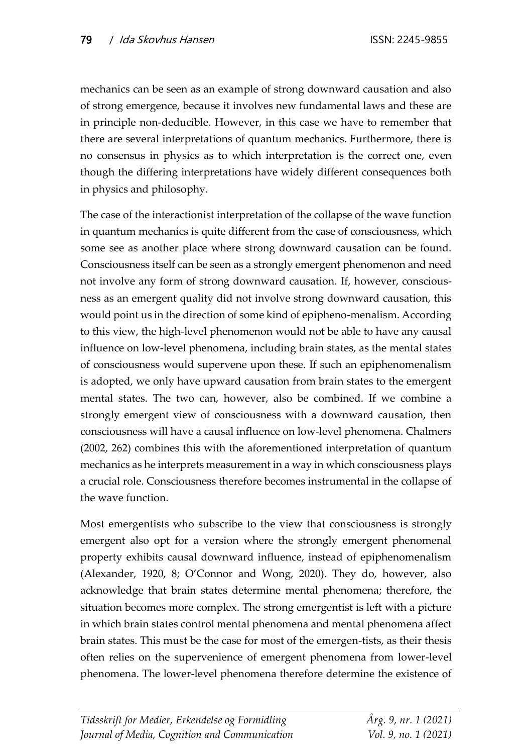mechanics can be seen as an example of strong downward causation and also of strong emergence, because it involves new fundamental laws and these are in principle non-deducible. However, in this case we have to remember that there are several interpretations of quantum mechanics. Furthermore, there is no consensus in physics as to which interpretation is the correct one, even though the differing interpretations have widely different consequences both in physics and philosophy.

The case of the interactionist interpretation of the collapse of the wave function in quantum mechanics is quite different from the case of consciousness, which some see as another place where strong downward causation can be found. Consciousness itself can be seen as a strongly emergent phenomenon and need not involve any form of strong downward causation. If, however, consciousness as an emergent quality did not involve strong downward causation, this would point us in the direction of some kind of epipheno-menalism. According to this view, the high-level phenomenon would not be able to have any causal influence on low-level phenomena, including brain states, as the mental states of consciousness would supervene upon these. If such an epiphenomenalism is adopted, we only have upward causation from brain states to the emergent mental states. The two can, however, also be combined. If we combine a strongly emergent view of consciousness with a downward causation, then consciousness will have a causal influence on low-level phenomena. Chalmers (2002, 262) combines this with the aforementioned interpretation of quantum mechanics as he interprets measurement in a way in which consciousness plays a crucial role. Consciousness therefore becomes instrumental in the collapse of the wave function.

Most emergentists who subscribe to the view that consciousness is strongly emergent also opt for a version where the strongly emergent phenomenal property exhibits causal downward influence, instead of epiphenomenalism (Alexander, 1920, 8; O'Connor and Wong, 2020). They do, however, also acknowledge that brain states determine mental phenomena; therefore, the situation becomes more complex. The strong emergentist is left with a picture in which brain states control mental phenomena and mental phenomena affect brain states. This must be the case for most of the emergen-tists, as their thesis often relies on the supervenience of emergent phenomena from lower-level phenomena. The lower-level phenomena therefore determine the existence of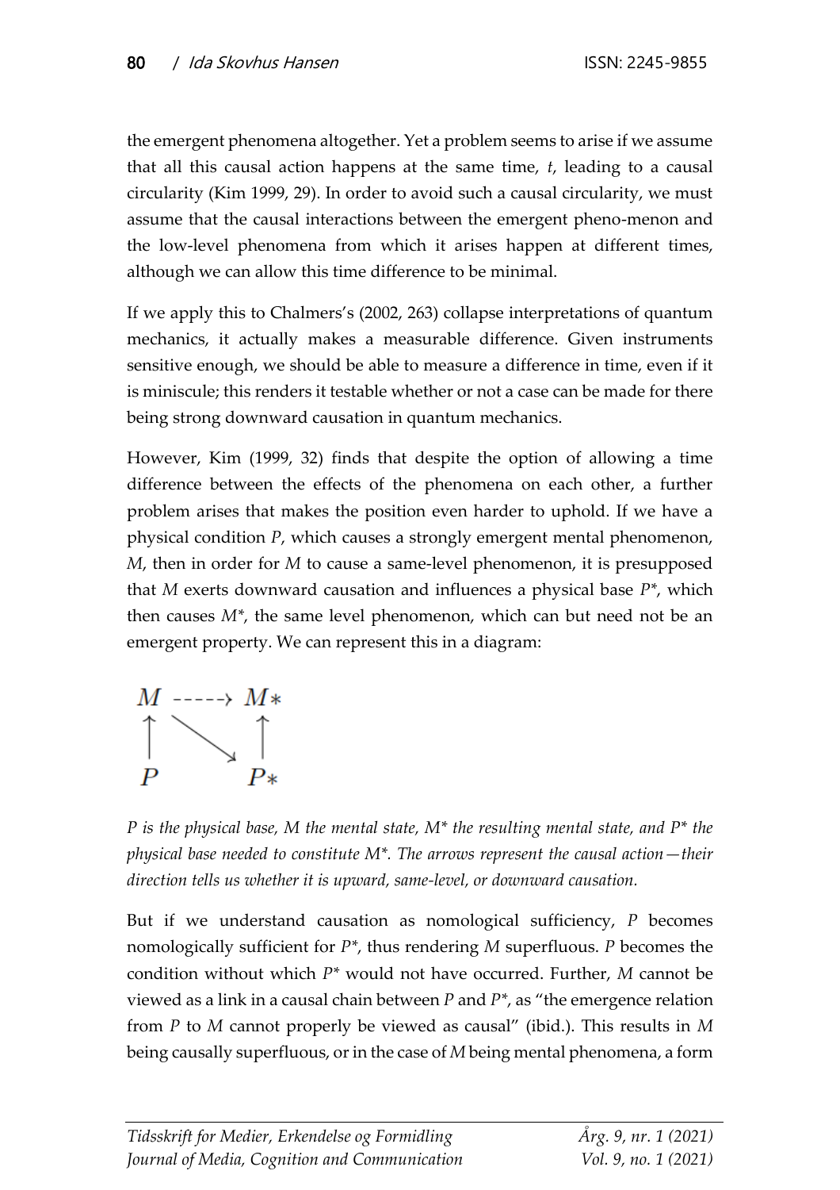the emergent phenomena altogether. Yet a problem seems to arise if we assume that all this causal action happens at the same time, $t$, leading to a causal circularity (Kim 1999, 29). In order to avoid such a causal circularity, we must assume that the causal interactions between the emergent pheno-menon and the low-level phenomena from which it arises happen at different times, although we can allow this time difference to be minimal.

If we apply this to Chalmers's (2002, 263) collapse interpretations of quantum mechanics, it actually makes a measurable difference. Given instruments sensitive enough, we should be able to measure a difference in time, even if it is miniscule; this renders it testable whether or not a case can be made for there being strong downward causation in quantum mechanics.

However, Kim (1999, 32) finds that despite the option of allowing a time difference between the effects of the phenomena on each other, a further problem arises that makes the position even harder to uphold. If we have a physical condition $P$, which causes a strongly emergent mental phenomenon, $M$, then in order for $M$ to cause a same-level phenomenon, it is presupposed that $M$ exerts downward causation and influences a physical base $P^*$, which then causes $M^*$, the same level phenomenon, which can but need not be an emergent property. We can represent this in a diagram:

$$
\begin{array}{ccc}
M & \dashrightarrow & M* \\
\uparrow & \searrow & \uparrow \\
P & & P*
\end{array}
$$

*$P$ is the physical base, $M$ the mental state, $M^*$ the resulting mental state, and $P^*$ the physical base needed to constitute $M^*$. The arrows represent the causal action—their direction tells us whether it is upward, same-level, or downward causation.*

But if we understand causation as nomological sufficiency, $P$ becomes nomologically sufficient for $P^*$, thus rendering $M$ superfluous. $P$ becomes the condition without which $P^*$ would not have occurred. Further, $M$ cannot be viewed as a link in a causal chain between $P$ and $P^*$, as "the emergence relation from $P$ to $M$ cannot properly be viewed as causal" (ibid.). This results in $M$ being causally superfluous, or in the case of $M$ being mental phenomena, a form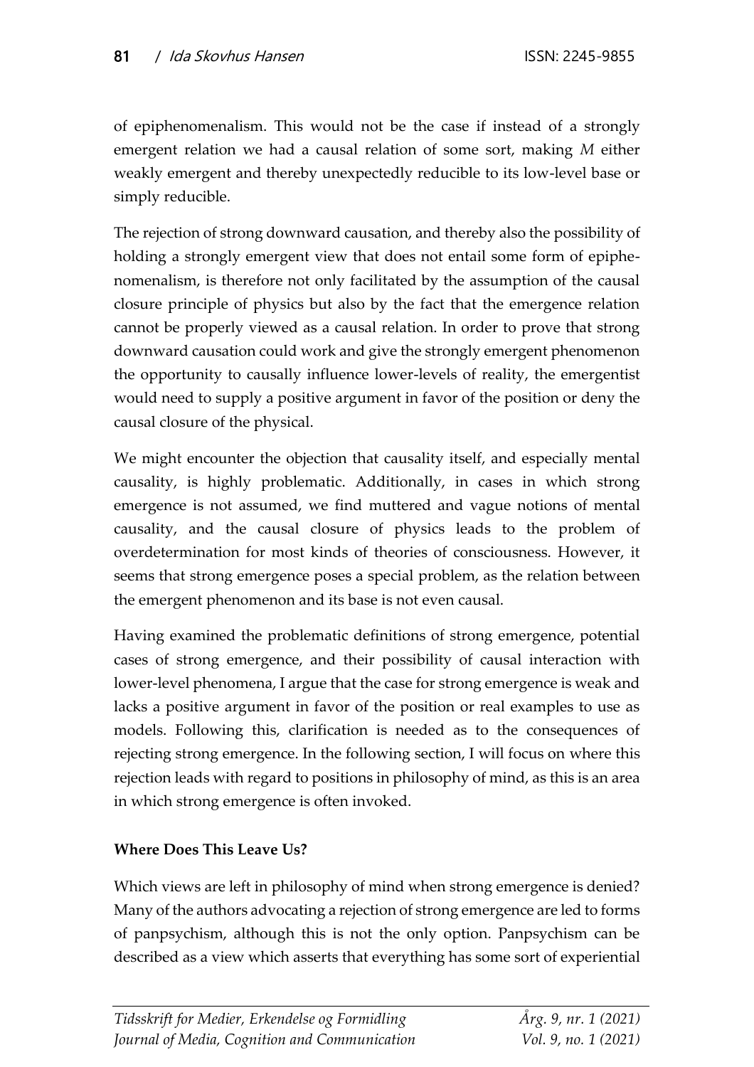of epiphenomenalism. This would not be the case if instead of a strongly emergent relation we had a causal relation of some sort, making *M* either weakly emergent and thereby unexpectedly reducible to its low-level base or simply reducible.

The rejection of strong downward causation, and thereby also the possibility of holding a strongly emergent view that does not entail some form of epiphenomenalism, is therefore not only facilitated by the assumption of the causal closure principle of physics but also by the fact that the emergence relation cannot be properly viewed as a causal relation. In order to prove that strong downward causation could work and give the strongly emergent phenomenon the opportunity to causally influence lower-levels of reality, the emergentist would need to supply a positive argument in favor of the position or deny the causal closure of the physical.

We might encounter the objection that causality itself, and especially mental causality, is highly problematic. Additionally, in cases in which strong emergence is not assumed, we find muttered and vague notions of mental causality, and the causal closure of physics leads to the problem of overdetermination for most kinds of theories of consciousness. However, it seems that strong emergence poses a special problem, as the relation between the emergent phenomenon and its base is not even causal.

Having examined the problematic definitions of strong emergence, potential cases of strong emergence, and their possibility of causal interaction with lower-level phenomena, I argue that the case for strong emergence is weak and lacks a positive argument in favor of the position or real examples to use as models. Following this, clarification is needed as to the consequences of rejecting strong emergence. In the following section, I will focus on where this rejection leads with regard to positions in philosophy of mind, as this is an area in which strong emergence is often invoked.

## Where Does This Leave Us?

Which views are left in philosophy of mind when strong emergence is denied? Many of the authors advocating a rejection of strong emergence are led to forms of panpsychism, although this is not the only option. Panpsychism can be described as a view which asserts that everything has some sort of experiential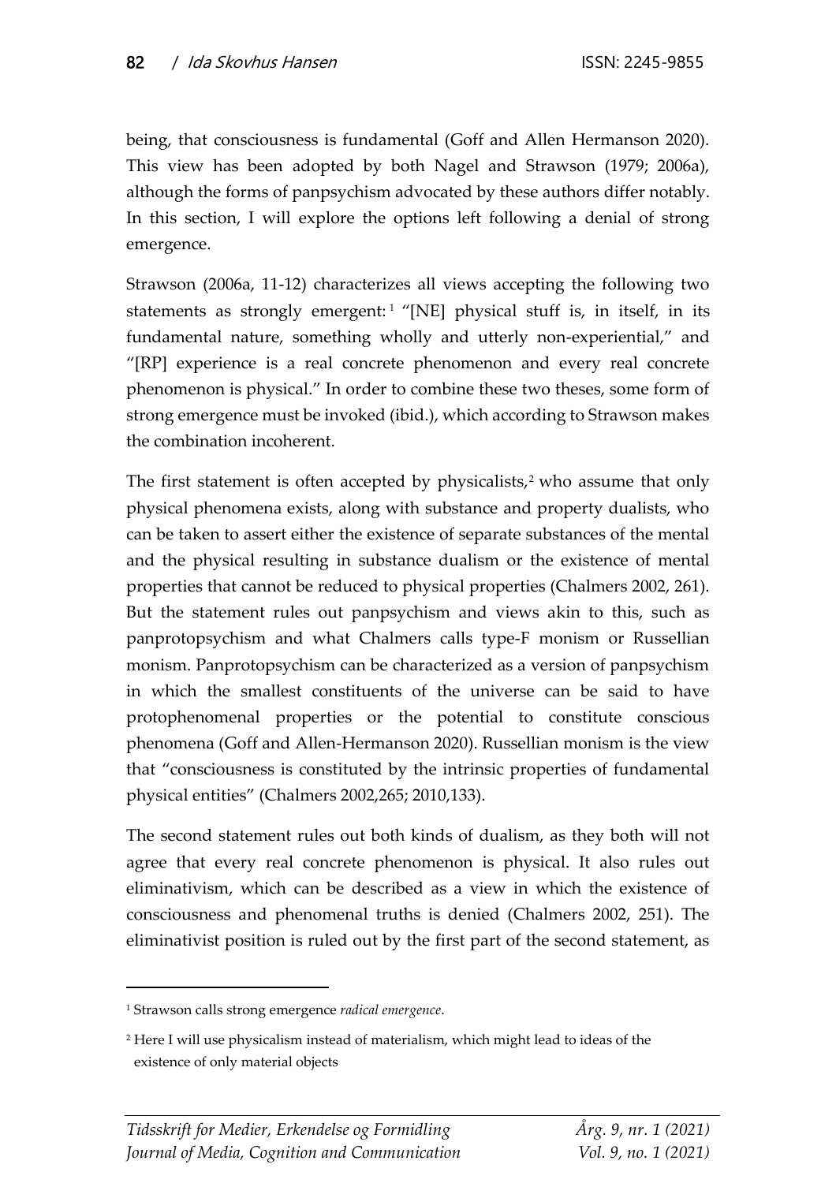being, that consciousness is fundamental (Goff and Allen Hermanson 2020). This view has been adopted by both Nagel and Strawson (1979; 2006a), although the forms of panpsychism advocated by these authors differ notably. In this section, I will explore the options left following a denial of strong emergence.

Strawson (2006a, 11-12) characterizes all views accepting the following two statements as strongly emergent:[1] "[NE] physical stuff is, in itself, in its fundamental nature, something wholly and utterly non-experiential," and "[RP] experience is a real concrete phenomenon and every real concrete phenomenon is physical." In order to combine these two theses, some form of strong emergence must be invoked (ibid.), which according to Strawson makes the combination incoherent.

The first statement is often accepted by physicalists,[2] who assume that only physical phenomena exists, along with substance and property dualists, who can be taken to assert either the existence of separate substances of the mental and the physical resulting in substance dualism or the existence of mental properties that cannot be reduced to physical properties (Chalmers 2002, 261). But the statement rules out panpsychism and views akin to this, such as panprotopsychism and what Chalmers calls type-F monism or Russellian monism. Panprotopsychism can be characterized as a version of panpsychism in which the smallest constituents of the universe can be said to have protophenomenal properties or the potential to constitute conscious phenomena (Goff and Allen-Hermanson 2020). Russellian monism is the view that "consciousness is constituted by the intrinsic properties of fundamental physical entities" (Chalmers 2002,265; 2010,133).

The second statement rules out both kinds of dualism, as they both will not agree that every real concrete phenomenon is physical. It also rules out eliminativism, which can be described as a view in which the existence of consciousness and phenomenal truths is denied (Chalmers 2002, 251). The eliminativist position is ruled out by the first part of the second statement, as

[1] Strawson calls strong emergence *radical emergence*.

[2] Here I will use physicalism instead of materialism, which might lead to ideas of the existence of only material objects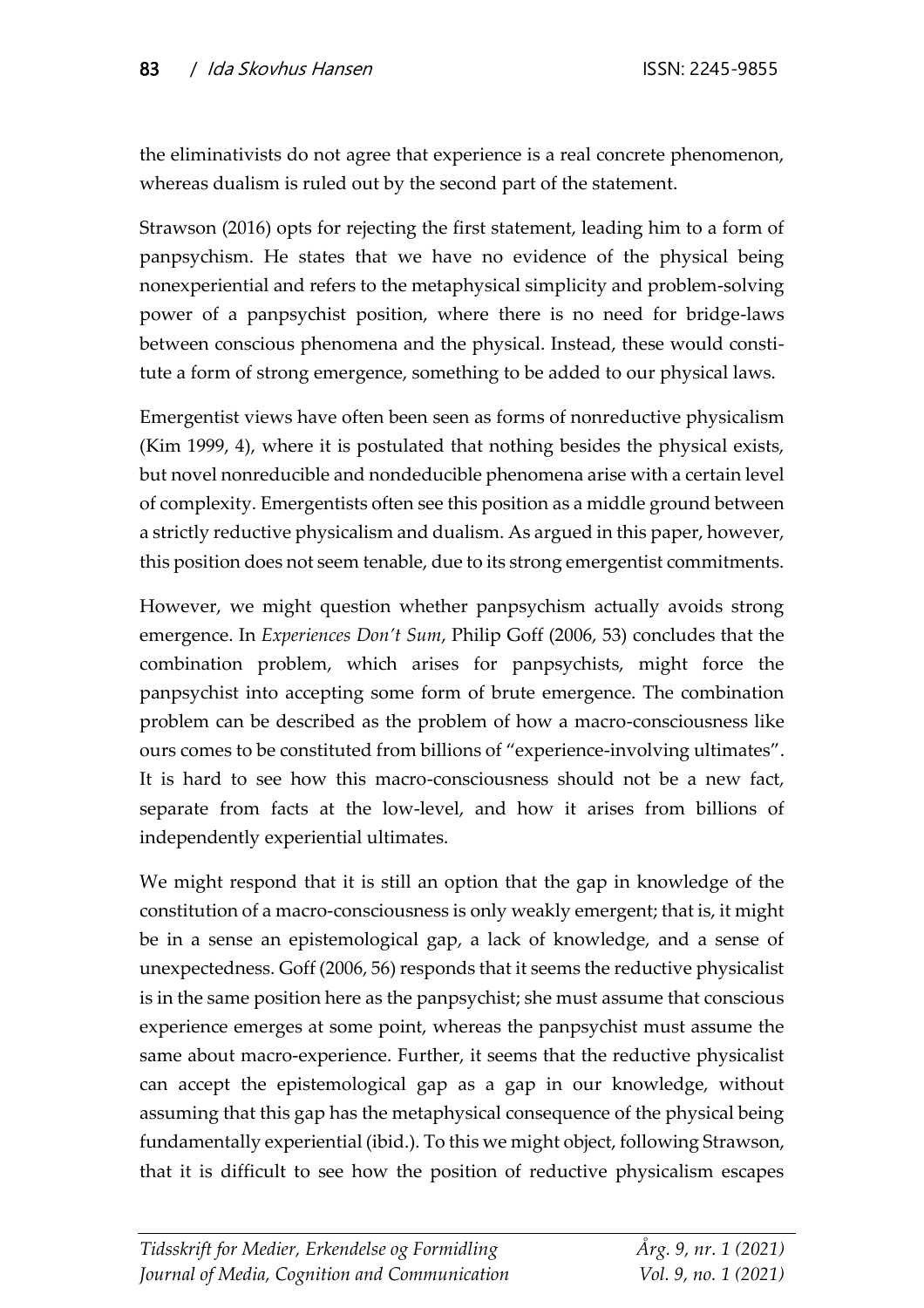the eliminativists do not agree that experience is a real concrete phenomenon, whereas dualism is ruled out by the second part of the statement.

Strawson (2016) opts for rejecting the first statement, leading him to a form of panpsychism. He states that we have no evidence of the physical being nonexperiential and refers to the metaphysical simplicity and problem-solving power of a panpsychist position, where there is no need for bridge-laws between conscious phenomena and the physical. Instead, these would constitute a form of strong emergence, something to be added to our physical laws.

Emergentist views have often been seen as forms of nonreductive physicalism (Kim 1999, 4), where it is postulated that nothing besides the physical exists, but novel nonreducible and nondeducible phenomena arise with a certain level of complexity. Emergentists often see this position as a middle ground between a strictly reductive physicalism and dualism. As argued in this paper, however, this position does not seem tenable, due to its strong emergentist commitments.

However, we might question whether panpsychism actually avoids strong emergence. In *Experiences Don't Sum*, Philip Goff (2006, 53) concludes that the combination problem, which arises for panpsychists, might force the panpsychist into accepting some form of brute emergence. The combination problem can be described as the problem of how a macro-consciousness like ours comes to be constituted from billions of "experience-involving ultimates". It is hard to see how this macro-consciousness should not be a new fact, separate from facts at the low-level, and how it arises from billions of independently experiential ultimates.

We might respond that it is still an option that the gap in knowledge of the constitution of a macro-consciousness is only weakly emergent; that is, it might be in a sense an epistemological gap, a lack of knowledge, and a sense of unexpectedness. Goff (2006, 56) responds that it seems the reductive physicalist is in the same position here as the panpsychist; she must assume that conscious experience emerges at some point, whereas the panpsychist must assume the same about macro-experience. Further, it seems that the reductive physicalist can accept the epistemological gap as a gap in our knowledge, without assuming that this gap has the metaphysical consequence of the physical being fundamentally experiential (ibid.). To this we might object, following Strawson, that it is difficult to see how the position of reductive physicalism escapes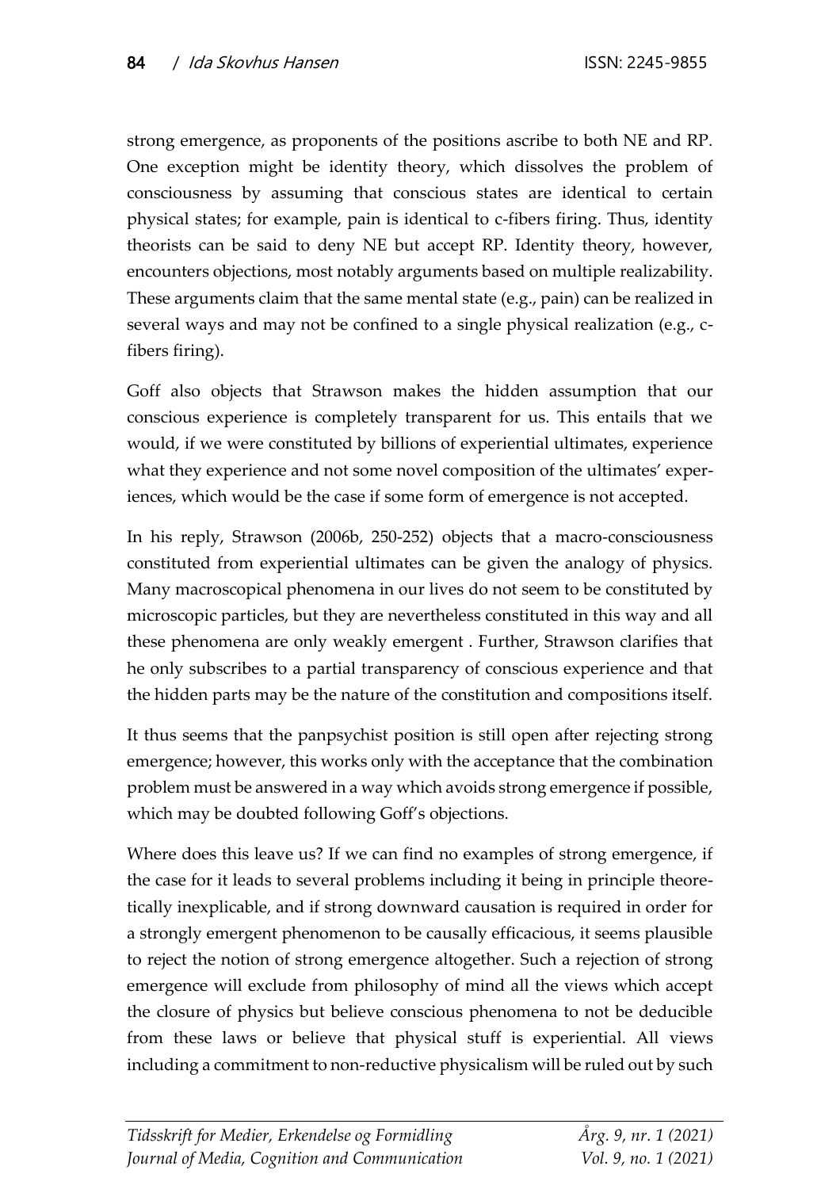strong emergence, as proponents of the positions ascribe to both NE and RP. One exception might be identity theory, which dissolves the problem of consciousness by assuming that conscious states are identical to certain physical states; for example, pain is identical to c-fibers firing. Thus, identity theorists can be said to deny NE but accept RP. Identity theory, however, encounters objections, most notably arguments based on multiple realizability. These arguments claim that the same mental state (e.g., pain) can be realized in several ways and may not be confined to a single physical realization (e.g., c-fibers firing).

Goff also objects that Strawson makes the hidden assumption that our conscious experience is completely transparent for us. This entails that we would, if we were constituted by billions of experiential ultimates, experience what they experience and not some novel composition of the ultimates' experiences, which would be the case if some form of emergence is not accepted.

In his reply, Strawson (2006b, 250-252) objects that a macro-consciousness constituted from experiential ultimates can be given the analogy of physics. Many macroscopical phenomena in our lives do not seem to be constituted by microscopic particles, but they are nevertheless constituted in this way and all these phenomena are only weakly emergent . Further, Strawson clarifies that he only subscribes to a partial transparency of conscious experience and that the hidden parts may be the nature of the constitution and compositions itself.

It thus seems that the panpsychist position is still open after rejecting strong emergence; however, this works only with the acceptance that the combination problem must be answered in a way which avoids strong emergence if possible, which may be doubted following Goff's objections.

Where does this leave us? If we can find no examples of strong emergence, if the case for it leads to several problems including it being in principle theoretically inexplicable, and if strong downward causation is required in order for a strongly emergent phenomenon to be causally efficacious, it seems plausible to reject the notion of strong emergence altogether. Such a rejection of strong emergence will exclude from philosophy of mind all the views which accept the closure of physics but believe conscious phenomena to not be deducible from these laws or believe that physical stuff is experiential. All views including a commitment to non-reductive physicalism will be ruled out by such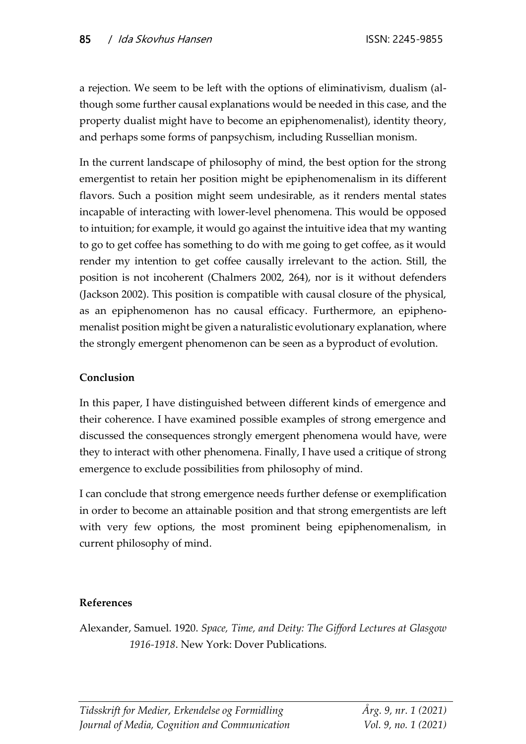a rejection. We seem to be left with the options of eliminativism, dualism (although some further causal explanations would be needed in this case, and the property dualist might have to become an epiphenomenalist), identity theory, and perhaps some forms of panpsychism, including Russellian monism.

In the current landscape of philosophy of mind, the best option for the strong emergentist to retain her position might be epiphenomenalism in its different flavors. Such a position might seem undesirable, as it renders mental states incapable of interacting with lower-level phenomena. This would be opposed to intuition; for example, it would go against the intuitive idea that my wanting to go to get coffee has something to do with me going to get coffee, as it would render my intention to get coffee causally irrelevant to the action. Still, the position is not incoherent (Chalmers 2002, 264), nor is it without defenders (Jackson 2002). This position is compatible with causal closure of the physical, as an epiphenomenon has no causal efficacy. Furthermore, an epiphenomenalist position might be given a naturalistic evolutionary explanation, where the strongly emergent phenomenon can be seen as a byproduct of evolution.

**Conclusion**

In this paper, I have distinguished between different kinds of emergence and their coherence. I have examined possible examples of strong emergence and discussed the consequences strongly emergent phenomena would have, were they to interact with other phenomena. Finally, I have used a critique of strong emergence to exclude possibilities from philosophy of mind.

I can conclude that strong emergence needs further defense or exemplification in order to become an attainable position and that strong emergentists are left with very few options, the most prominent being epiphenomenalism, in current philosophy of mind.

**References**

Alexander, Samuel. 1920. *Space, Time, and Deity: The Gifford Lectures at Glasgow 1916-1918*. New York: Dover Publications.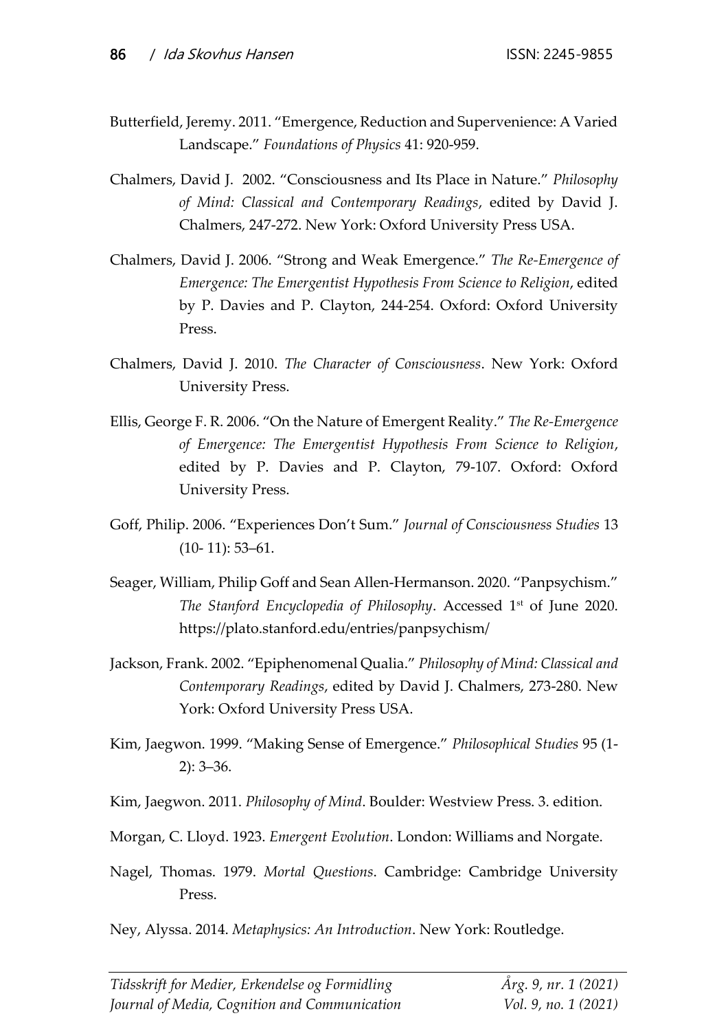Butterfield, Jeremy. 2011. "Emergence, Reduction and Supervenience: A Varied Landscape." *Foundations of Physics* 41: 920-959.

Chalmers, David J. 2002. "Consciousness and Its Place in Nature." *Philosophy of Mind: Classical and Contemporary Readings*, edited by David J. Chalmers, 247-272. New York: Oxford University Press USA.

Chalmers, David J. 2006. "Strong and Weak Emergence." *The Re-Emergence of Emergence: The Emergentist Hypothesis From Science to Religion*, edited by P. Davies and P. Clayton, 244-254. Oxford: Oxford University Press.

Chalmers, David J. 2010. *The Character of Consciousness*. New York: Oxford University Press.

Ellis, George F. R. 2006. "On the Nature of Emergent Reality." *The Re-Emergence of Emergence: The Emergentist Hypothesis From Science to Religion*, edited by P. Davies and P. Clayton, 79-107. Oxford: Oxford University Press.

Goff, Philip. 2006. "Experiences Don't Sum." *Journal of Consciousness Studies* 13 (10- 11): 53–61.

Seager, William, Philip Goff and Sean Allen-Hermanson. 2020. "Panpsychism." *The Stanford Encyclopedia of Philosophy*. Accessed 1st of June 2020. https://plato.stanford.edu/entries/panpsychism/

Jackson, Frank. 2002. "Epiphenomenal Qualia." *Philosophy of Mind: Classical and Contemporary Readings*, edited by David J. Chalmers, 273-280. New York: Oxford University Press USA.

Kim, Jaegwon. 1999. "Making Sense of Emergence." *Philosophical Studies* 95 (1-2): 3–36.

Kim, Jaegwon. 2011. *Philosophy of Mind*. Boulder: Westview Press. 3. edition.

Morgan, C. Lloyd. 1923. *Emergent Evolution*. London: Williams and Norgate.

Nagel, Thomas. 1979. *Mortal Questions*. Cambridge: Cambridge University Press.

Ney, Alyssa. 2014. *Metaphysics: An Introduction*. New York: Routledge.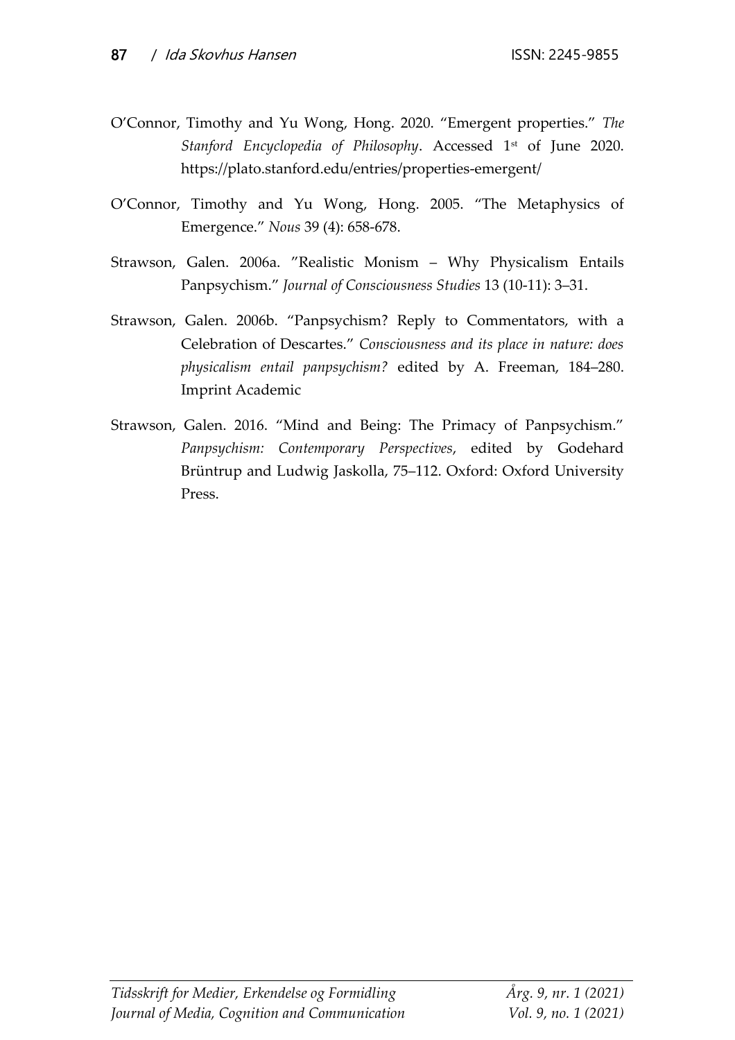O'Connor, Timothy and Yu Wong, Hong. 2020. "Emergent properties." *The Stanford Encyclopedia of Philosophy*. Accessed 1st of June 2020. https://plato.stanford.edu/entries/properties-emergent/

O'Connor, Timothy and Yu Wong, Hong. 2005. "The Metaphysics of Emergence." *Nous* 39 (4): 658-678.

Strawson, Galen. 2006a. "Realistic Monism – Why Physicalism Entails Panpsychism." *Journal of Consciousness Studies* 13 (10-11): 3–31.

Strawson, Galen. 2006b. "Panpsychism? Reply to Commentators, with a Celebration of Descartes." *Consciousness and its place in nature: does physicalism entail panpsychism?* edited by A. Freeman, 184–280. Imprint Academic

Strawson, Galen. 2016. "Mind and Being: The Primacy of Panpsychism." *Panpsychism: Contemporary Perspectives*, edited by Godehard Brüntrup and Ludwig Jaskolla, 75–112. Oxford: Oxford University Press.